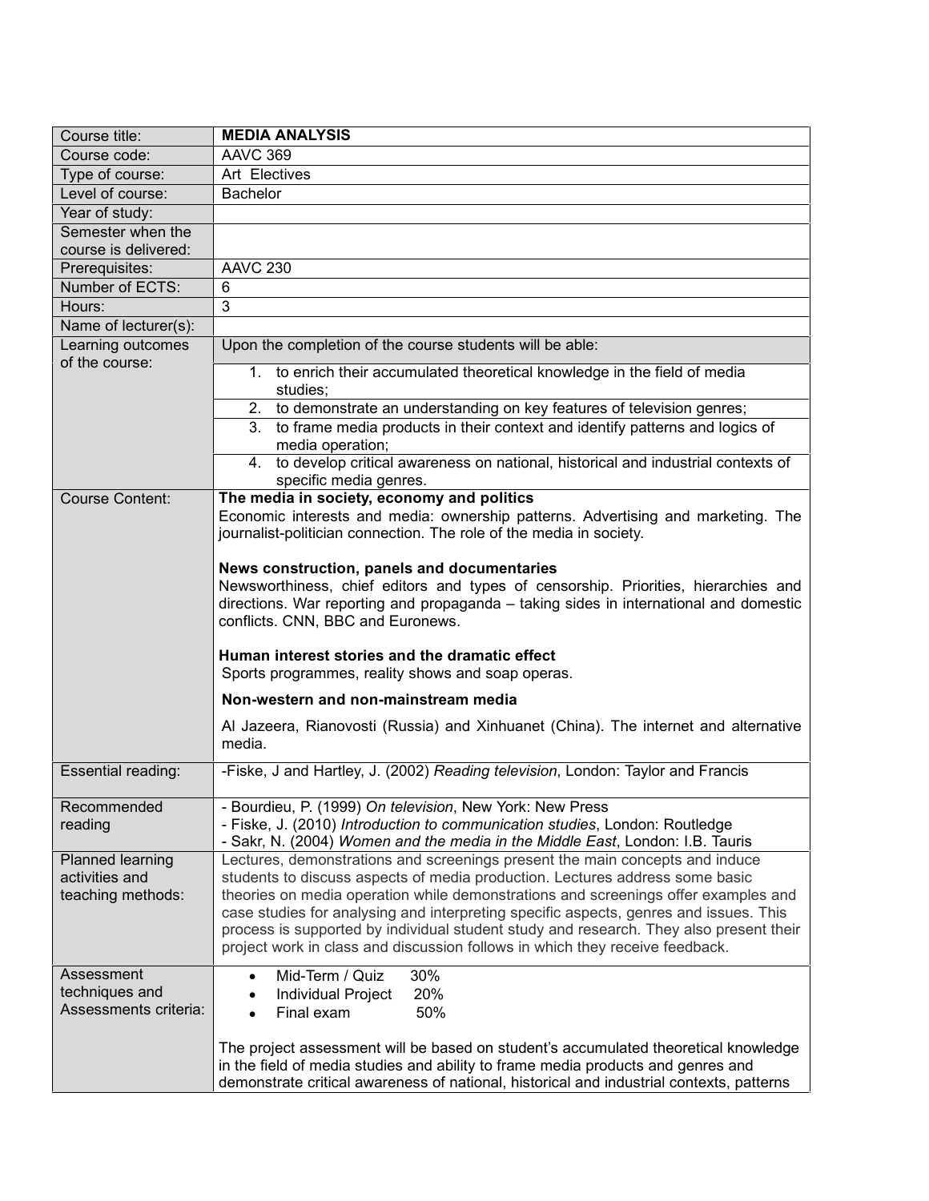| Course title: | **MEDIA ANALYSIS** |
|---|---|
| Course code: | AAVC 369 |
| Type of course: | Art Electives |
| Level of course: | Bachelor |
| Year of study: | |
| Semester when the course is delivered: | |
| Prerequisites: | AAVC 230 |
| Number of ECTS: | 6 |
| Hours: | 3 |
| Name of lecturer(s): | |
| Learning outcomes of the course: | Upon the completion of the course students will be able:<br>1. to enrich their accumulated theoretical knowledge in the field of media studies;<br>2. to demonstrate an understanding on key features of television genres;<br>3. to frame media products in their context and identify patterns and logics of media operation;<br>4. to develop critical awareness on national, historical and industrial contexts of specific media genres. |
| Course Content: | **The media in society, economy and politics**<br>Economic interests and media: ownership patterns. Advertising and marketing. The journalist-politician connection. The role of the media in society.<br><br>**News construction, panels and documentaries**<br>Newsworthiness, chief editors and types of censorship. Priorities, hierarchies and directions. War reporting and propaganda – taking sides in international and domestic conflicts. CNN, BBC and Euronews.<br><br>**Human interest stories and the dramatic effect**<br>Sports programmes, reality shows and soap operas.<br><br>**Non-western and non-mainstream media**<br>Al Jazeera, Rianovosti (Russia) and Xinhuanet (China). The internet and alternative media. |
| Essential reading: | -Fiske, J and Hartley, J. (2002) *Reading television*, London: Taylor and Francis |
| Recommended reading | - Bourdieu, P. (1999) *On television*, New York: New Press<br>- Fiske, J. (2010) *Introduction to communication studies*, London: Routledge<br>- Sakr, N. (2004) *Women and the media in the Middle East*, London: I.B. Tauris |
| Planned learning activities and teaching methods: | Lectures, demonstrations and screenings present the main concepts and induce students to discuss aspects of media production. Lectures address some basic theories on media operation while demonstrations and screenings offer examples and case studies for analysing and interpreting specific aspects, genres and issues. This process is supported by individual student study and research. They also present their project work in class and discussion follows in which they receive feedback. |
| Assessment techniques and Assessments criteria: | • Mid-Term / Quiz 30%<br>• Individual Project 20%<br>• Final exam 50%<br><br>The project assessment will be based on student's accumulated theoretical knowledge in the field of media studies and ability to frame media products and genres and demonstrate critical awareness of national, historical and industrial contexts, patterns |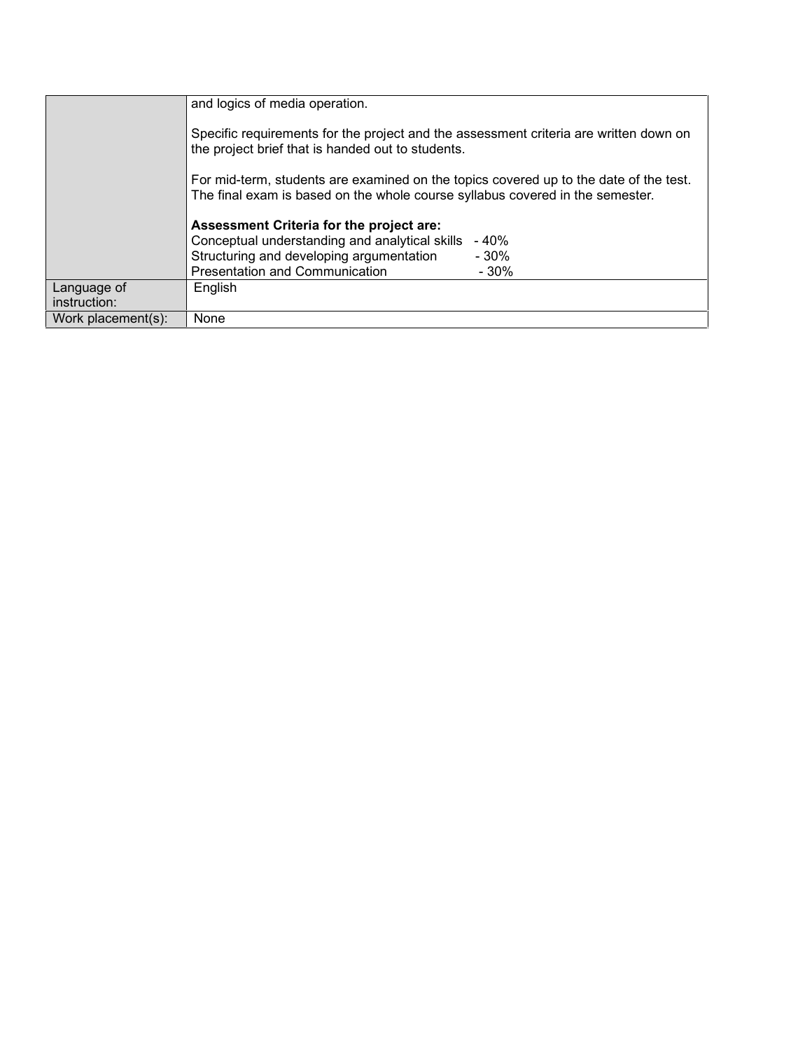| | |
|---|---|
| | and logics of media operation.<br><br>Specific requirements for the project and the assessment criteria are written down on the project brief that is handed out to students.<br><br>For mid-term, students are examined on the topics covered up to the date of the test. The final exam is based on the whole course syllabus covered in the semester.<br><br>**Assessment Criteria for the project are:**<br>Conceptual understanding and analytical skills - 40%<br>Structuring and developing argumentation - 30%<br>Presentation and Communication - 30% |
| Language of instruction: | English |
| Work placement(s): | None |